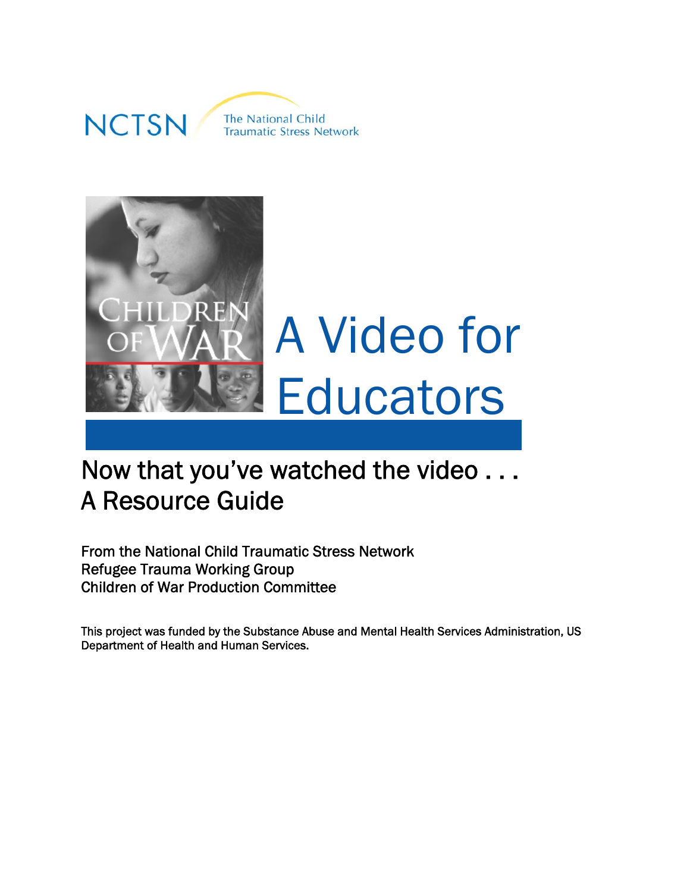NCTSN The National Child Traumatic Stress Network

# A Video for Educators

## Now that you've watched the video . . .
## A Resource Guide

From the National Child Traumatic Stress Network
Refugee Trauma Working Group
Children of War Production Committee

This project was funded by the Substance Abuse and Mental Health Services Administration, US Department of Health and Human Services.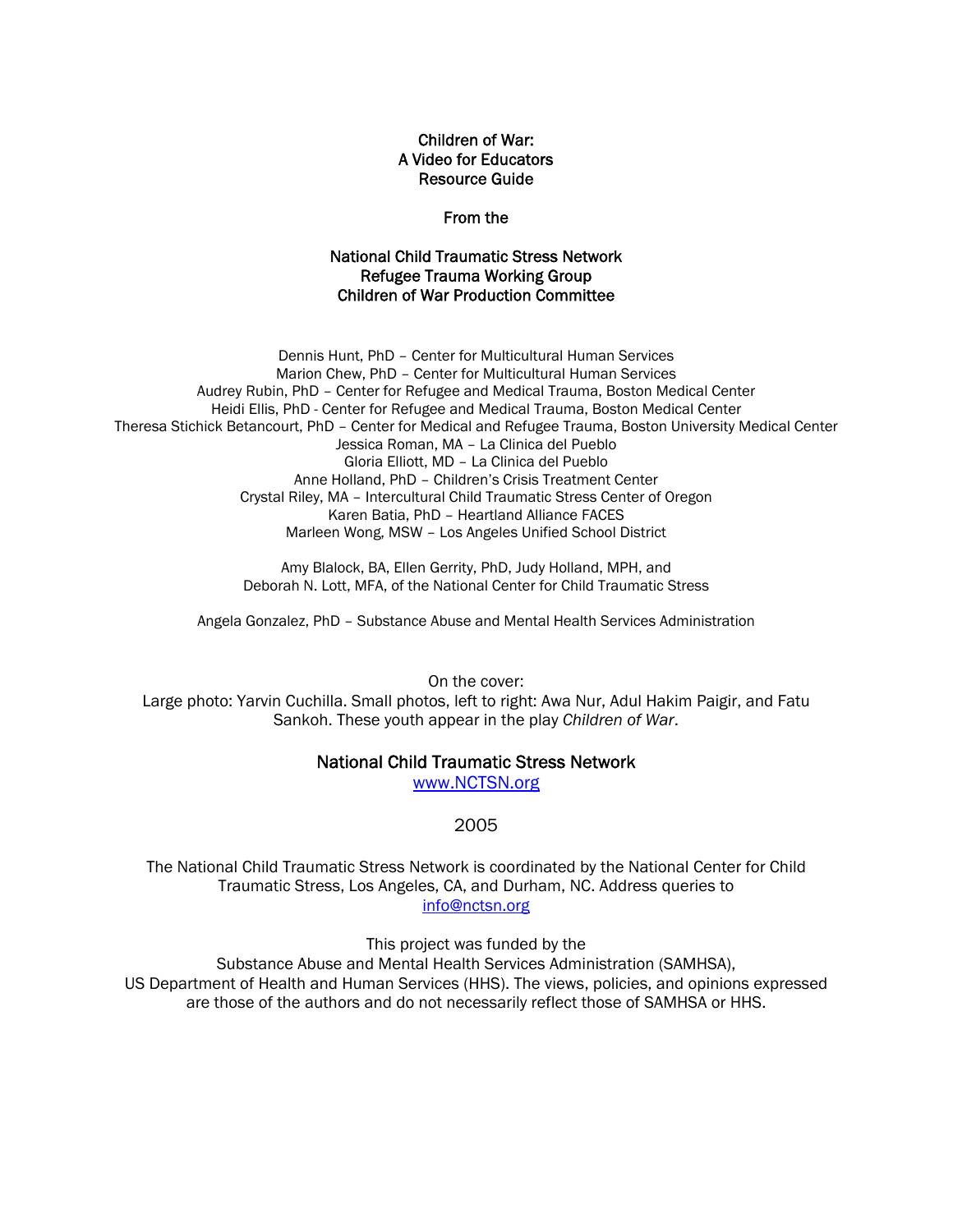**Children of War:**
**A Video for Educators**
**Resource Guide**

**From the**

**National Child Traumatic Stress Network**
**Refugee Trauma Working Group**
**Children of War Production Committee**

Dennis Hunt, PhD – Center for Multicultural Human Services
Marion Chew, PhD – Center for Multicultural Human Services
Audrey Rubin, PhD – Center for Refugee and Medical Trauma, Boston Medical Center
Heidi Ellis, PhD - Center for Refugee and Medical Trauma, Boston Medical Center
Theresa Stichick Betancourt, PhD – Center for Medical and Refugee Trauma, Boston University Medical Center
Jessica Roman, MA – La Clinica del Pueblo
Gloria Elliott, MD – La Clinica del Pueblo
Anne Holland, PhD – Children's Crisis Treatment Center
Crystal Riley, MA – Intercultural Child Traumatic Stress Center of Oregon
Karen Batia, PhD – Heartland Alliance FACES
Marleen Wong, MSW – Los Angeles Unified School District

Amy Blalock, BA, Ellen Gerrity, PhD, Judy Holland, MPH, and
Deborah N. Lott, MFA, of the National Center for Child Traumatic Stress

Angela Gonzalez, PhD – Substance Abuse and Mental Health Services Administration

On the cover:
Large photo: Yarvin Cuchilla. Small photos, left to right: Awa Nur, Adul Hakim Paigir, and Fatu Sankoh. These youth appear in the play *Children of War*.

**National Child Traumatic Stress Network**
www.NCTSN.org

2005

The National Child Traumatic Stress Network is coordinated by the National Center for Child Traumatic Stress, Los Angeles, CA, and Durham, NC. Address queries to info@nctsn.org

This project was funded by the
Substance Abuse and Mental Health Services Administration (SAMHSA),
US Department of Health and Human Services (HHS). The views, policies, and opinions expressed are those of the authors and do not necessarily reflect those of SAMHSA or HHS.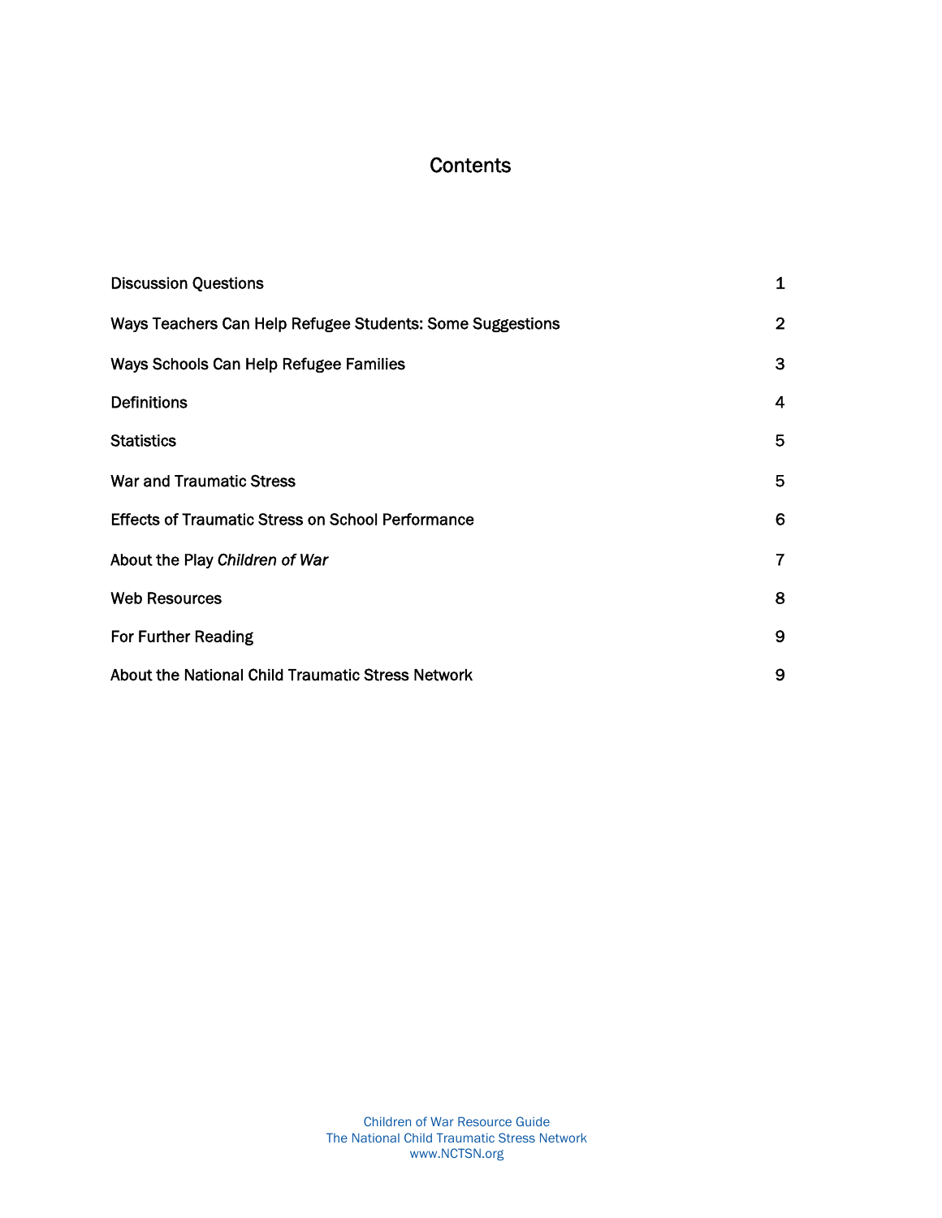# Contents

| | |
|---|---|
| Discussion Questions | 1 |
| Ways Teachers Can Help Refugee Students: Some Suggestions | 2 |
| Ways Schools Can Help Refugee Families | 3 |
| Definitions | 4 |
| Statistics | 5 |
| War and Traumatic Stress | 5 |
| Effects of Traumatic Stress on School Performance | 6 |
| About the Play *Children of War* | 7 |
| Web Resources | 8 |
| For Further Reading | 9 |
| About the National Child Traumatic Stress Network | 9 |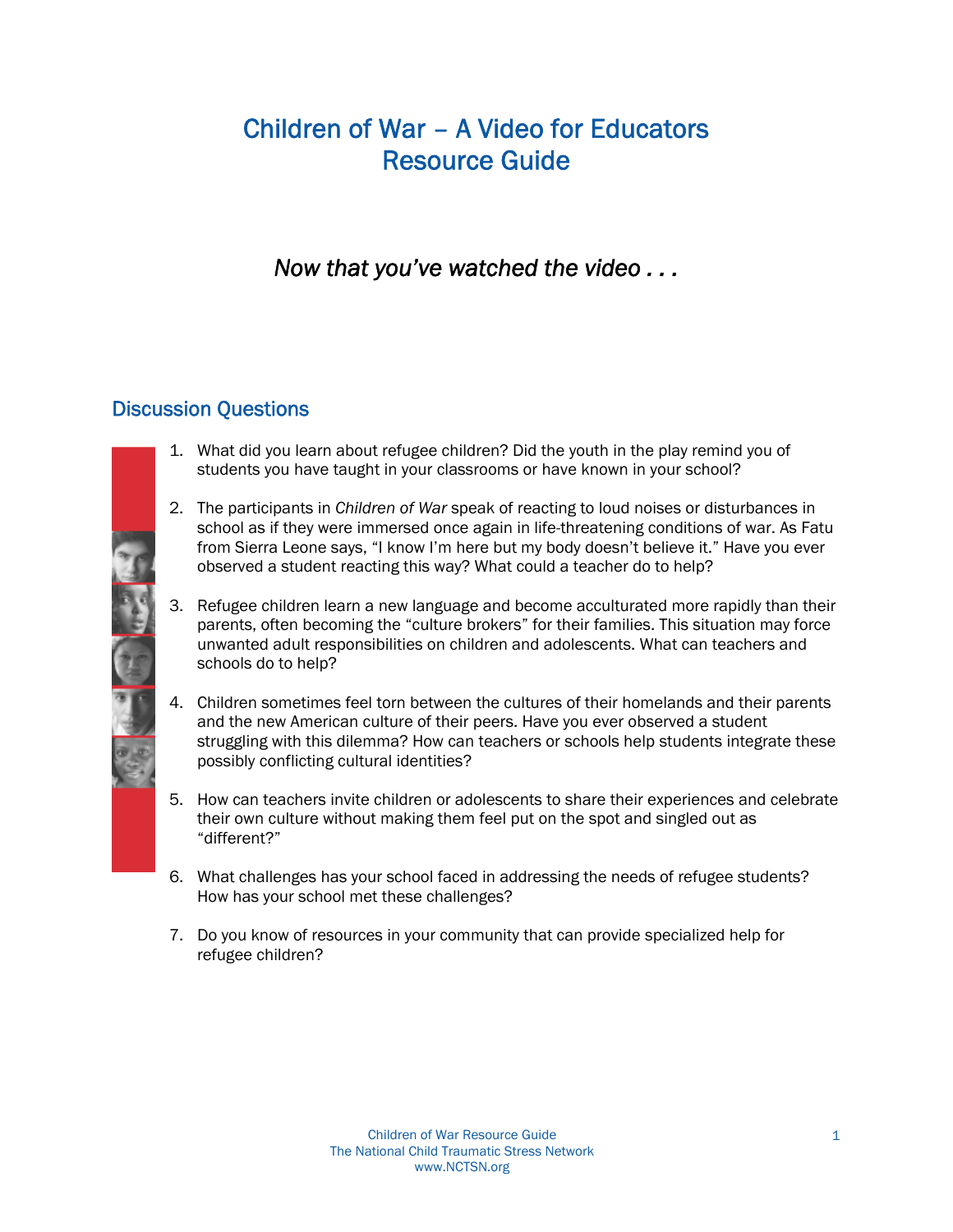# Children of War – A Video for Educators
# Resource Guide

*Now that you've watched the video . . .*

## Discussion Questions

1. What did you learn about refugee children? Did the youth in the play remind you of students you have taught in your classrooms or have known in your school?

2. The participants in *Children of War* speak of reacting to loud noises or disturbances in school as if they were immersed once again in life-threatening conditions of war. As Fatu from Sierra Leone says, "I know I'm here but my body doesn't believe it." Have you ever observed a student reacting this way? What could a teacher do to help?

3. Refugee children learn a new language and become acculturated more rapidly than their parents, often becoming the "culture brokers" for their families. This situation may force unwanted adult responsibilities on children and adolescents. What can teachers and schools do to help?

4. Children sometimes feel torn between the cultures of their homelands and their parents and the new American culture of their peers. Have you ever observed a student struggling with this dilemma? How can teachers or schools help students integrate these possibly conflicting cultural identities?

5. How can teachers invite children or adolescents to share their experiences and celebrate their own culture without making them feel put on the spot and singled out as "different?"

6. What challenges has your school faced in addressing the needs of refugee students? How has your school met these challenges?

7. Do you know of resources in your community that can provide specialized help for refugee children?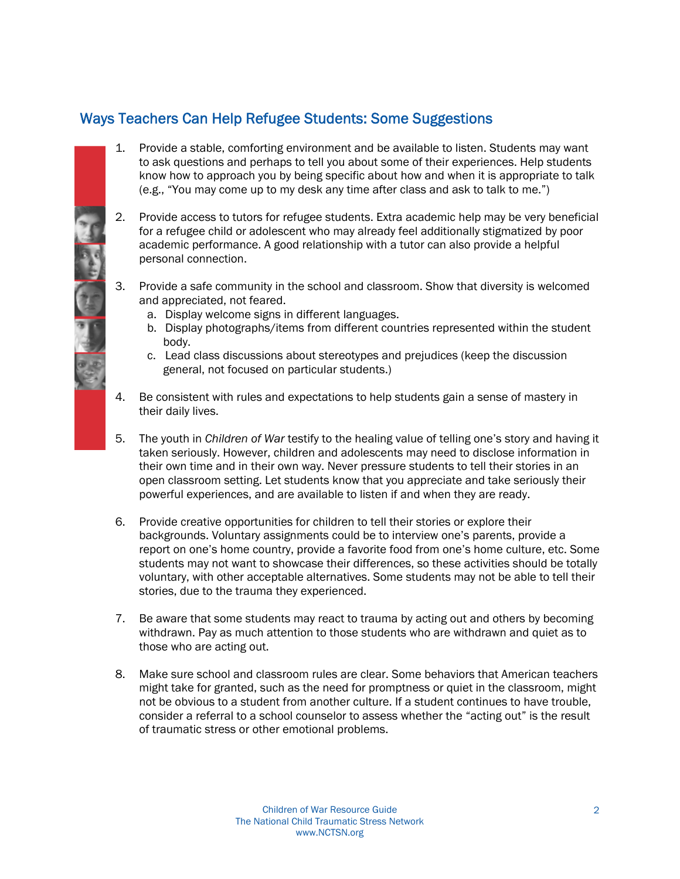## Ways Teachers Can Help Refugee Students: Some Suggestions

1. Provide a stable, comforting environment and be available to listen. Students may want to ask questions and perhaps to tell you about some of their experiences. Help students know how to approach you by being specific about how and when it is appropriate to talk (e.g., "You may come up to my desk any time after class and ask to talk to me.")

2. Provide access to tutors for refugee students. Extra academic help may be very beneficial for a refugee child or adolescent who may already feel additionally stigmatized by poor academic performance. A good relationship with a tutor can also provide a helpful personal connection.

3. Provide a safe community in the school and classroom. Show that diversity is welcomed and appreciated, not feared.
   a. Display welcome signs in different languages.
   b. Display photographs/items from different countries represented within the student body.
   c. Lead class discussions about stereotypes and prejudices (keep the discussion general, not focused on particular students.)

4. Be consistent with rules and expectations to help students gain a sense of mastery in their daily lives.

5. The youth in *Children of War* testify to the healing value of telling one's story and having it taken seriously. However, children and adolescents may need to disclose information in their own time and in their own way. Never pressure students to tell their stories in an open classroom setting. Let students know that you appreciate and take seriously their powerful experiences, and are available to listen if and when they are ready.

6. Provide creative opportunities for children to tell their stories or explore their backgrounds. Voluntary assignments could be to interview one's parents, provide a report on one's home country, provide a favorite food from one's home culture, etc. Some students may not want to showcase their differences, so these activities should be totally voluntary, with other acceptable alternatives. Some students may not be able to tell their stories, due to the trauma they experienced.

7. Be aware that some students may react to trauma by acting out and others by becoming withdrawn. Pay as much attention to those students who are withdrawn and quiet as to those who are acting out.

8. Make sure school and classroom rules are clear. Some behaviors that American teachers might take for granted, such as the need for promptness or quiet in the classroom, might not be obvious to a student from another culture. If a student continues to have trouble, consider a referral to a school counselor to assess whether the "acting out" is the result of traumatic stress or other emotional problems.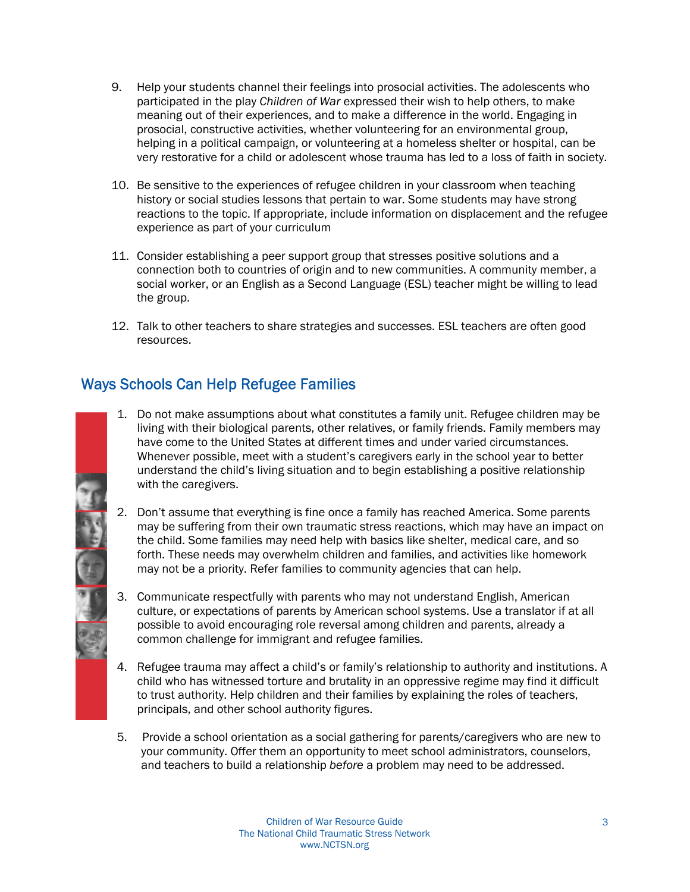9. Help your students channel their feelings into prosocial activities. The adolescents who participated in the play *Children of War* expressed their wish to help others, to make meaning out of their experiences, and to make a difference in the world. Engaging in prosocial, constructive activities, whether volunteering for an environmental group, helping in a political campaign, or volunteering at a homeless shelter or hospital, can be very restorative for a child or adolescent whose trauma has led to a loss of faith in society.

10. Be sensitive to the experiences of refugee children in your classroom when teaching history or social studies lessons that pertain to war. Some students may have strong reactions to the topic. If appropriate, include information on displacement and the refugee experience as part of your curriculum

11. Consider establishing a peer support group that stresses positive solutions and a connection both to countries of origin and to new communities. A community member, a social worker, or an English as a Second Language (ESL) teacher might be willing to lead the group.

12. Talk to other teachers to share strategies and successes. ESL teachers are often good resources.

## Ways Schools Can Help Refugee Families

1. Do not make assumptions about what constitutes a family unit. Refugee children may be living with their biological parents, other relatives, or family friends. Family members may have come to the United States at different times and under varied circumstances. Whenever possible, meet with a student's caregivers early in the school year to better understand the child's living situation and to begin establishing a positive relationship with the caregivers.

2. Don't assume that everything is fine once a family has reached America. Some parents may be suffering from their own traumatic stress reactions, which may have an impact on the child. Some families may need help with basics like shelter, medical care, and so forth. These needs may overwhelm children and families, and activities like homework may not be a priority. Refer families to community agencies that can help.

3. Communicate respectfully with parents who may not understand English, American culture, or expectations of parents by American school systems. Use a translator if at all possible to avoid encouraging role reversal among children and parents, already a common challenge for immigrant and refugee families.

4. Refugee trauma may affect a child's or family's relationship to authority and institutions. A child who has witnessed torture and brutality in an oppressive regime may find it difficult to trust authority. Help children and their families by explaining the roles of teachers, principals, and other school authority figures.

5. Provide a school orientation as a social gathering for parents/caregivers who are new to your community. Offer them an opportunity to meet school administrators, counselors, and teachers to build a relationship *before* a problem may need to be addressed.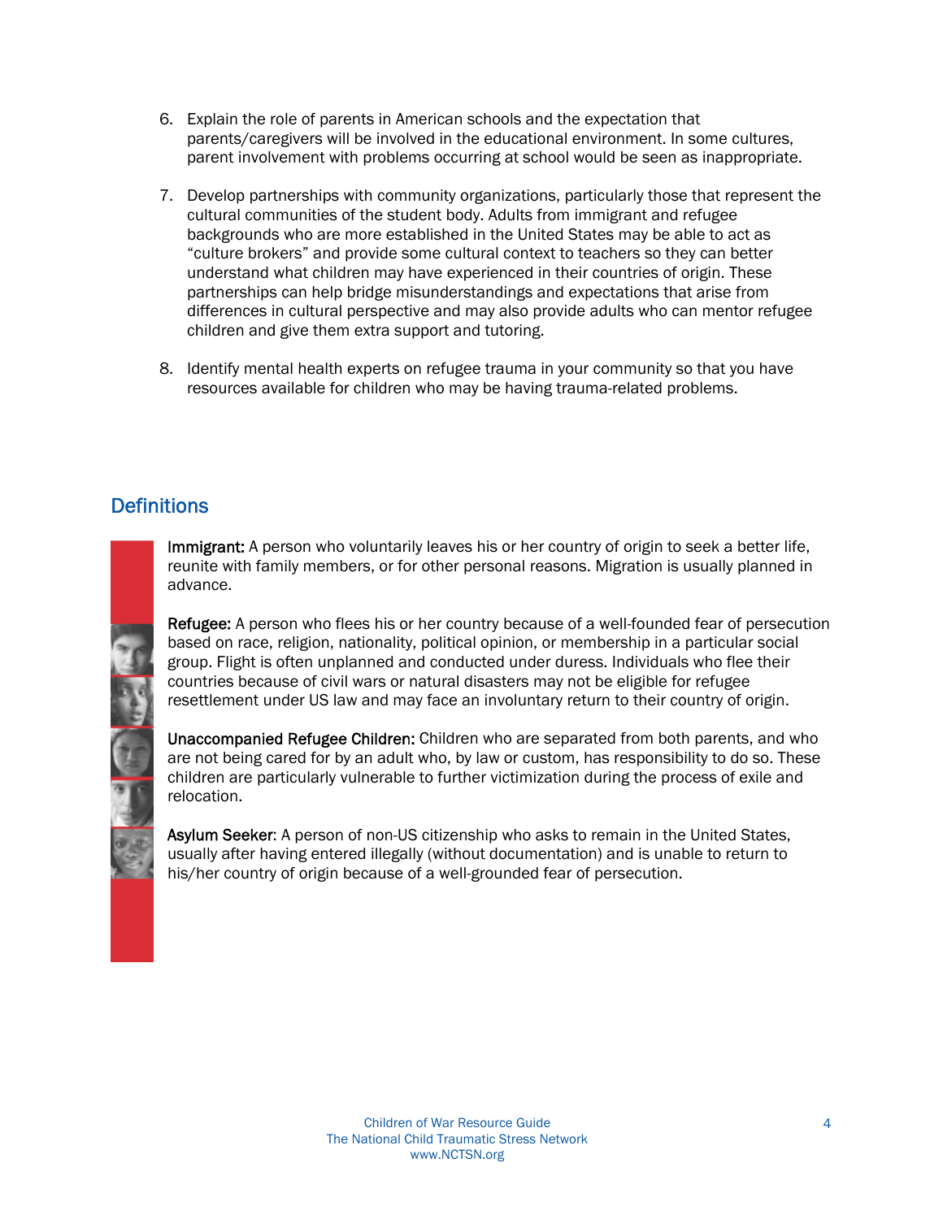6. Explain the role of parents in American schools and the expectation that parents/caregivers will be involved in the educational environment. In some cultures, parent involvement with problems occurring at school would be seen as inappropriate.

7. Develop partnerships with community organizations, particularly those that represent the cultural communities of the student body. Adults from immigrant and refugee backgrounds who are more established in the United States may be able to act as "culture brokers" and provide some cultural context to teachers so they can better understand what children may have experienced in their countries of origin. These partnerships can help bridge misunderstandings and expectations that arise from differences in cultural perspective and may also provide adults who can mentor refugee children and give them extra support and tutoring.

8. Identify mental health experts on refugee trauma in your community so that you have resources available for children who may be having trauma-related problems.

## Definitions

**Immigrant:** A person who voluntarily leaves his or her country of origin to seek a better life, reunite with family members, or for other personal reasons. Migration is usually planned in advance.

**Refugee:** A person who flees his or her country because of a well-founded fear of persecution based on race, religion, nationality, political opinion, or membership in a particular social group. Flight is often unplanned and conducted under duress. Individuals who flee their countries because of civil wars or natural disasters may not be eligible for refugee resettlement under US law and may face an involuntary return to their country of origin.

**Unaccompanied Refugee Children:** Children who are separated from both parents, and who are not being cared for by an adult who, by law or custom, has responsibility to do so. These children are particularly vulnerable to further victimization during the process of exile and relocation.

**Asylum Seeker**: A person of non-US citizenship who asks to remain in the United States, usually after having entered illegally (without documentation) and is unable to return to his/her country of origin because of a well-grounded fear of persecution.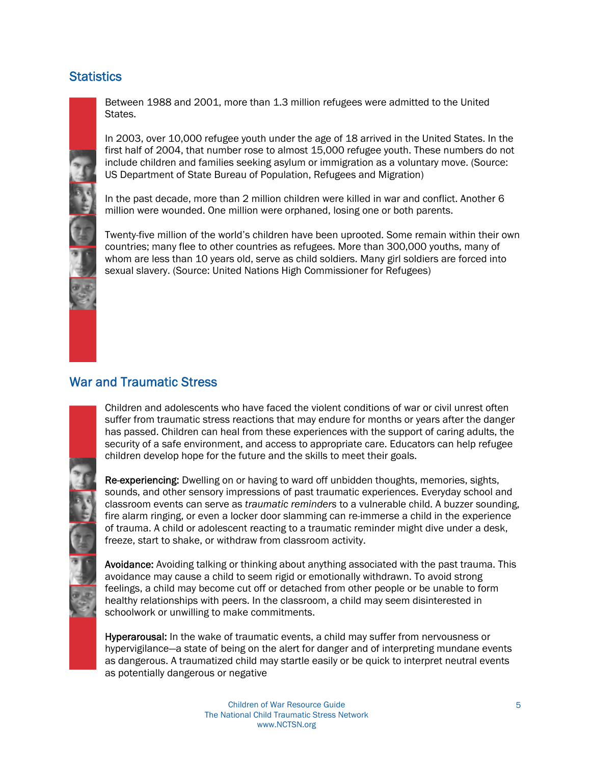## Statistics

Between 1988 and 2001, more than 1.3 million refugees were admitted to the United States.

In 2003, over 10,000 refugee youth under the age of 18 arrived in the United States. In the first half of 2004, that number rose to almost 15,000 refugee youth. These numbers do not include children and families seeking asylum or immigration as a voluntary move. (Source: US Department of State Bureau of Population, Refugees and Migration)

In the past decade, more than 2 million children were killed in war and conflict. Another 6 million were wounded. One million were orphaned, losing one or both parents.

Twenty-five million of the world's children have been uprooted. Some remain within their own countries; many flee to other countries as refugees. More than 300,000 youths, many of whom are less than 10 years old, serve as child soldiers. Many girl soldiers are forced into sexual slavery. (Source: United Nations High Commissioner for Refugees)

## War and Traumatic Stress

Children and adolescents who have faced the violent conditions of war or civil unrest often suffer from traumatic stress reactions that may endure for months or years after the danger has passed. Children can heal from these experiences with the support of caring adults, the security of a safe environment, and access to appropriate care. Educators can help refugee children develop hope for the future and the skills to meet their goals.

**Re-experiencing:** Dwelling on or having to ward off unbidden thoughts, memories, sights, sounds, and other sensory impressions of past traumatic experiences. Everyday school and classroom events can serve as *traumatic reminders* to a vulnerable child. A buzzer sounding, fire alarm ringing, or even a locker door slamming can re-immerse a child in the experience of trauma. A child or adolescent reacting to a traumatic reminder might dive under a desk, freeze, start to shake, or withdraw from classroom activity.

**Avoidance:** Avoiding talking or thinking about anything associated with the past trauma. This avoidance may cause a child to seem rigid or emotionally withdrawn. To avoid strong feelings, a child may become cut off or detached from other people or be unable to form healthy relationships with peers. In the classroom, a child may seem disinterested in schoolwork or unwilling to make commitments.

**Hyperarousal:** In the wake of traumatic events, a child may suffer from nervousness or hypervigilance—a state of being on the alert for danger and of interpreting mundane events as dangerous. A traumatized child may startle easily or be quick to interpret neutral events as potentially dangerous or negative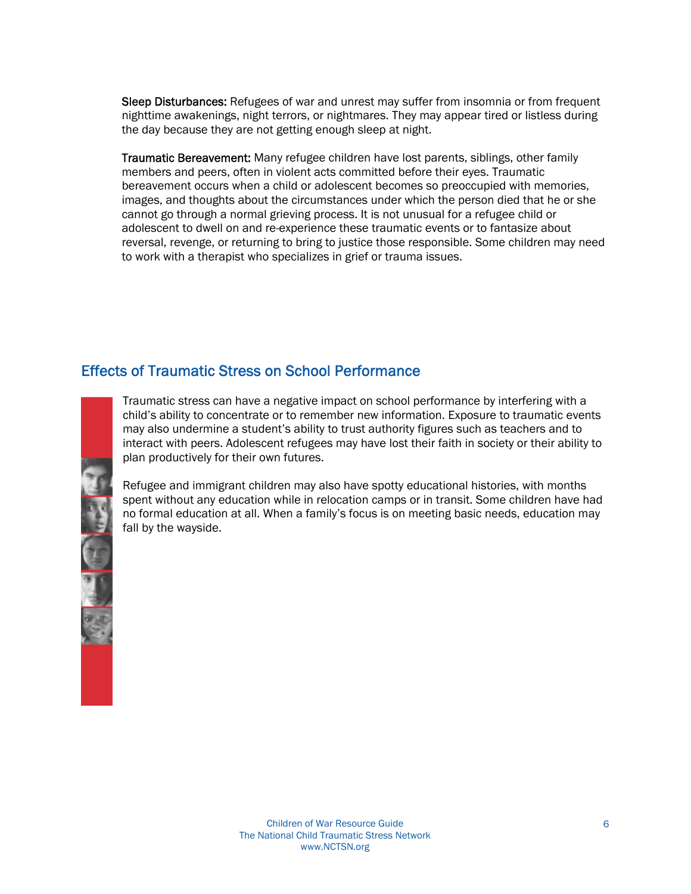**Sleep Disturbances:** Refugees of war and unrest may suffer from insomnia or from frequent nighttime awakenings, night terrors, or nightmares. They may appear tired or listless during the day because they are not getting enough sleep at night.

**Traumatic Bereavement:** Many refugee children have lost parents, siblings, other family members and peers, often in violent acts committed before their eyes. Traumatic bereavement occurs when a child or adolescent becomes so preoccupied with memories, images, and thoughts about the circumstances under which the person died that he or she cannot go through a normal grieving process. It is not unusual for a refugee child or adolescent to dwell on and re-experience these traumatic events or to fantasize about reversal, revenge, or returning to bring to justice those responsible. Some children may need to work with a therapist who specializes in grief or trauma issues.

## Effects of Traumatic Stress on School Performance

Traumatic stress can have a negative impact on school performance by interfering with a child's ability to concentrate or to remember new information. Exposure to traumatic events may also undermine a student's ability to trust authority figures such as teachers and to interact with peers. Adolescent refugees may have lost their faith in society or their ability to plan productively for their own futures.

Refugee and immigrant children may also have spotty educational histories, with months spent without any education while in relocation camps or in transit. Some children have had no formal education at all. When a family's focus is on meeting basic needs, education may fall by the wayside.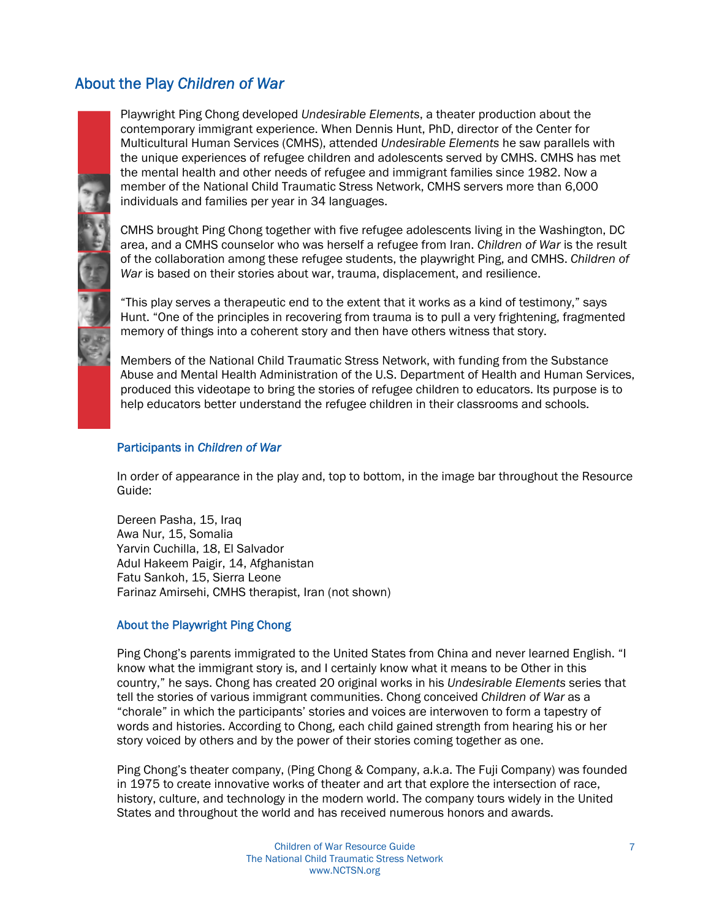## About the Play *Children of War*

Playwright Ping Chong developed *Undesirable Elements*, a theater production about the contemporary immigrant experience. When Dennis Hunt, PhD, director of the Center for Multicultural Human Services (CMHS), attended *Undesirable Elements* he saw parallels with the unique experiences of refugee children and adolescents served by CMHS. CMHS has met the mental health and other needs of refugee and immigrant families since 1982. Now a member of the National Child Traumatic Stress Network, CMHS servers more than 6,000 individuals and families per year in 34 languages.

CMHS brought Ping Chong together with five refugee adolescents living in the Washington, DC area, and a CMHS counselor who was herself a refugee from Iran. *Children of War* is the result of the collaboration among these refugee students, the playwright Ping, and CMHS. *Children of War* is based on their stories about war, trauma, displacement, and resilience.

"This play serves a therapeutic end to the extent that it works as a kind of testimony," says Hunt. "One of the principles in recovering from trauma is to pull a very frightening, fragmented memory of things into a coherent story and then have others witness that story.

Members of the National Child Traumatic Stress Network, with funding from the Substance Abuse and Mental Health Administration of the U.S. Department of Health and Human Services, produced this videotape to bring the stories of refugee children to educators. Its purpose is to help educators better understand the refugee children in their classrooms and schools.

### Participants in *Children of War*

In order of appearance in the play and, top to bottom, in the image bar throughout the Resource Guide:

Dereen Pasha, 15, Iraq
Awa Nur, 15, Somalia
Yarvin Cuchilla, 18, El Salvador
Adul Hakeem Paigir, 14, Afghanistan
Fatu Sankoh, 15, Sierra Leone
Farinaz Amirsehi, CMHS therapist, Iran (not shown)

### About the Playwright Ping Chong

Ping Chong's parents immigrated to the United States from China and never learned English. "I know what the immigrant story is, and I certainly know what it means to be Other in this country," he says. Chong has created 20 original works in his *Undesirable Elements* series that tell the stories of various immigrant communities. Chong conceived *Children of War* as a "chorale" in which the participants' stories and voices are interwoven to form a tapestry of words and histories. According to Chong, each child gained strength from hearing his or her story voiced by others and by the power of their stories coming together as one.

Ping Chong's theater company, (Ping Chong & Company, a.k.a. The Fuji Company) was founded in 1975 to create innovative works of theater and art that explore the intersection of race, history, culture, and technology in the modern world. The company tours widely in the United States and throughout the world and has received numerous honors and awards.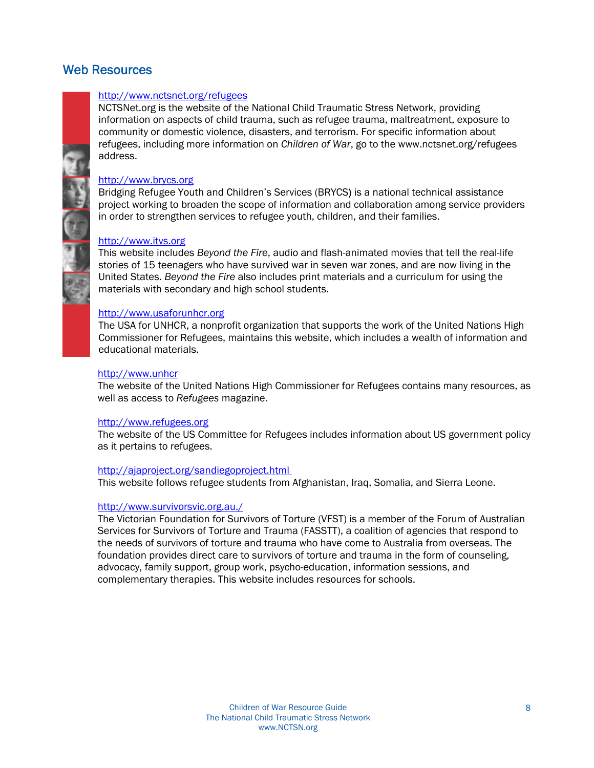## Web Resources

http://www.nctsnet.org/refugees
NCTSNet.org is the website of the National Child Traumatic Stress Network, providing information on aspects of child trauma, such as refugee trauma, maltreatment, exposure to community or domestic violence, disasters, and terrorism. For specific information about refugees, including more information on *Children of War*, go to the www.nctsnet.org/refugees address.

http://www.brycs.org
Bridging Refugee Youth and Children's Services (BRYCS) is a national technical assistance project working to broaden the scope of information and collaboration among service providers in order to strengthen services to refugee youth, children, and their families.

http://www.itvs.org
This website includes *Beyond the Fire*, audio and flash-animated movies that tell the real-life stories of 15 teenagers who have survived war in seven war zones, and are now living in the United States. *Beyond the Fire* also includes print materials and a curriculum for using the materials with secondary and high school students.

http://www.usaforunhcr.org
The USA for UNHCR, a nonprofit organization that supports the work of the United Nations High Commissioner for Refugees, maintains this website, which includes a wealth of information and educational materials.

http://www.unhcr
The website of the United Nations High Commissioner for Refugees contains many resources, as well as access to *Refugees* magazine.

http://www.refugees.org
The website of the US Committee for Refugees includes information about US government policy as it pertains to refugees.

http://ajaproject.org/sandiegoproject.html
This website follows refugee students from Afghanistan, Iraq, Somalia, and Sierra Leone.

http://www.survivorsvic.org.au./
The Victorian Foundation for Survivors of Torture (VFST) is a member of the Forum of Australian Services for Survivors of Torture and Trauma (FASSTT), a coalition of agencies that respond to the needs of survivors of torture and trauma who have come to Australia from overseas. The foundation provides direct care to survivors of torture and trauma in the form of counseling, advocacy, family support, group work, psycho-education, information sessions, and complementary therapies. This website includes resources for schools.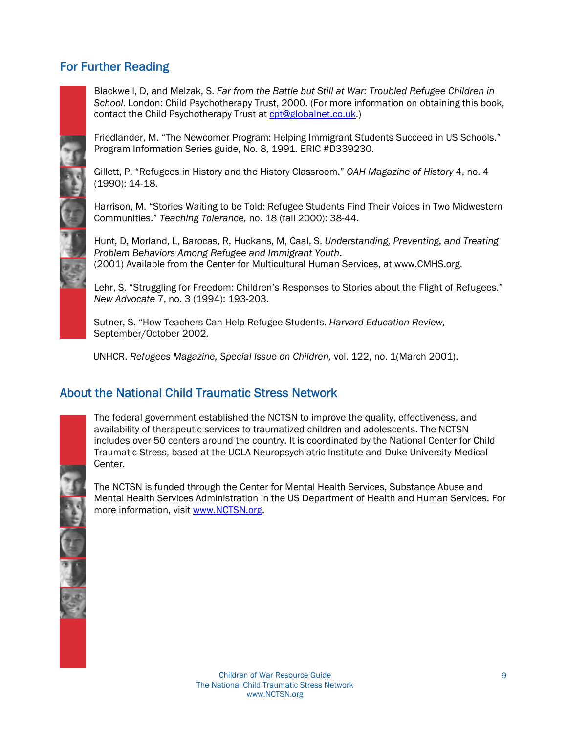## For Further Reading

Blackwell, D, and Melzak, S. *Far from the Battle but Still at War: Troubled Refugee Children in School*. London: Child Psychotherapy Trust, 2000. (For more information on obtaining this book, contact the Child Psychotherapy Trust at cpt@globalnet.co.uk.)

Friedlander, M. "The Newcomer Program: Helping Immigrant Students Succeed in US Schools." Program Information Series guide, No. 8, 1991. ERIC #D339230.

Gillett, P. "Refugees in History and the History Classroom." *OAH Magazine of History* 4, no. 4 (1990): 14-18.

Harrison, M. "Stories Waiting to be Told: Refugee Students Find Their Voices in Two Midwestern Communities." *Teaching Tolerance,* no. 18 (fall 2000): 38-44.

Hunt, D, Morland, L, Barocas, R, Huckans, M, Caal, S. *Understanding, Preventing, and Treating Problem Behaviors Among Refugee and Immigrant Youth*.
(2001) Available from the Center for Multicultural Human Services, at www.CMHS.org.

Lehr, S. "Struggling for Freedom: Children's Responses to Stories about the Flight of Refugees." *New Advocate* 7, no. 3 (1994): 193-203.

Sutner, S. "How Teachers Can Help Refugee Students. *Harvard Education Review,* September/October 2002.

UNHCR. *Refugees Magazine, Special Issue on Children,* vol. 122, no. 1(March 2001).

## About the National Child Traumatic Stress Network

The federal government established the NCTSN to improve the quality, effectiveness, and availability of therapeutic services to traumatized children and adolescents. The NCTSN includes over 50 centers around the country. It is coordinated by the National Center for Child Traumatic Stress, based at the UCLA Neuropsychiatric Institute and Duke University Medical Center.

The NCTSN is funded through the Center for Mental Health Services, Substance Abuse and Mental Health Services Administration in the US Department of Health and Human Services. For more information, visit www.NCTSN.org.